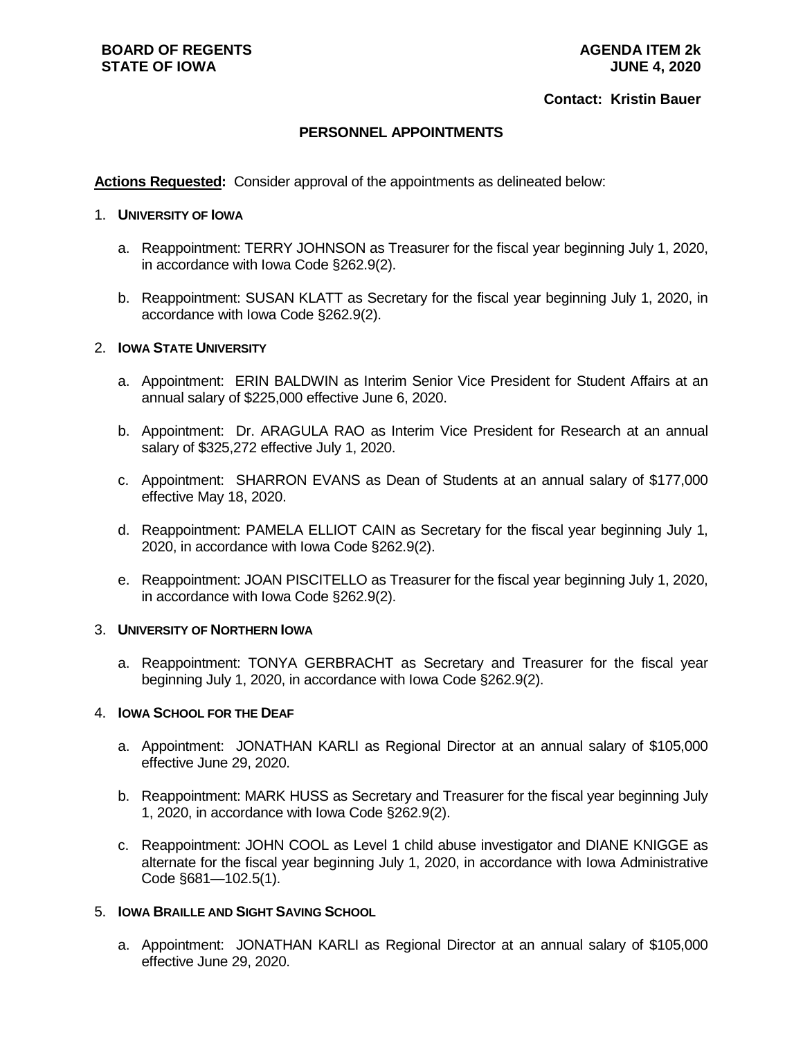**BOARD OF REGENTS**
**STATE OF IOWA**

**AGENDA ITEM 2k**
**JUNE 4, 2020**

**Contact: Kristin Bauer**

## PERSONNEL APPOINTMENTS

**Actions Requested:** Consider approval of the appointments as delineated below:

1. **UNIVERSITY OF IOWA**

   a. Reappointment: TERRY JOHNSON as Treasurer for the fiscal year beginning July 1, 2020, in accordance with Iowa Code §262.9(2).

   b. Reappointment: SUSAN KLATT as Secretary for the fiscal year beginning July 1, 2020, in accordance with Iowa Code §262.9(2).

2. **IOWA STATE UNIVERSITY**

   a. Appointment: ERIN BALDWIN as Interim Senior Vice President for Student Affairs at an annual salary of $225,000 effective June 6, 2020.

   b. Appointment: Dr. ARAGULA RAO as Interim Vice President for Research at an annual salary of $325,272 effective July 1, 2020.

   c. Appointment: SHARRON EVANS as Dean of Students at an annual salary of $177,000 effective May 18, 2020.

   d. Reappointment: PAMELA ELLIOT CAIN as Secretary for the fiscal year beginning July 1, 2020, in accordance with Iowa Code §262.9(2).

   e. Reappointment: JOAN PISCITELLO as Treasurer for the fiscal year beginning July 1, 2020, in accordance with Iowa Code §262.9(2).

3. **UNIVERSITY OF NORTHERN IOWA**

   a. Reappointment: TONYA GERBRACHT as Secretary and Treasurer for the fiscal year beginning July 1, 2020, in accordance with Iowa Code §262.9(2).

4. **IOWA SCHOOL FOR THE DEAF**

   a. Appointment: JONATHAN KARLI as Regional Director at an annual salary of $105,000 effective June 29, 2020.

   b. Reappointment: MARK HUSS as Secretary and Treasurer for the fiscal year beginning July 1, 2020, in accordance with Iowa Code §262.9(2).

   c. Reappointment: JOHN COOL as Level 1 child abuse investigator and DIANE KNIGGE as alternate for the fiscal year beginning July 1, 2020, in accordance with Iowa Administrative Code §681—102.5(1).

5. **IOWA BRAILLE AND SIGHT SAVING SCHOOL**

   a. Appointment: JONATHAN KARLI as Regional Director at an annual salary of $105,000 effective June 29, 2020.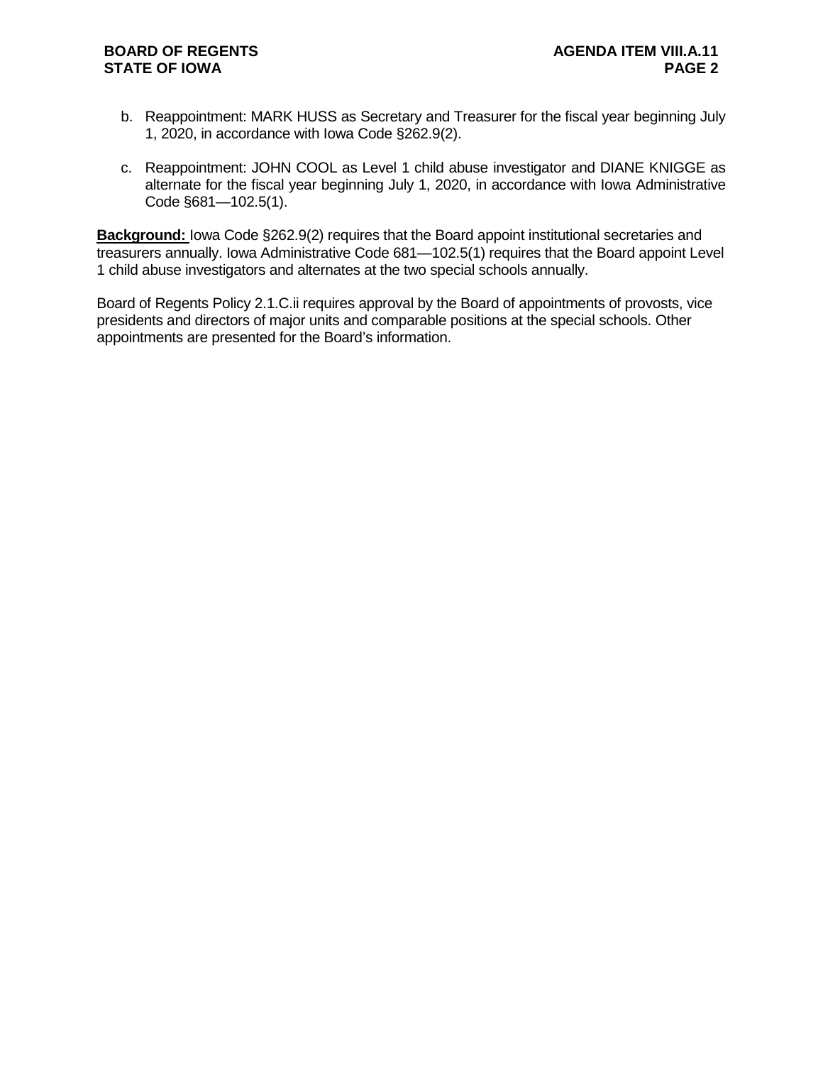b. Reappointment: MARK HUSS as Secretary and Treasurer for the fiscal year beginning July 1, 2020, in accordance with Iowa Code §262.9(2).

c. Reappointment: JOHN COOL as Level 1 child abuse investigator and DIANE KNIGGE as alternate for the fiscal year beginning July 1, 2020, in accordance with Iowa Administrative Code §681—102.5(1).

**Background:** Iowa Code §262.9(2) requires that the Board appoint institutional secretaries and treasurers annually. Iowa Administrative Code 681—102.5(1) requires that the Board appoint Level 1 child abuse investigators and alternates at the two special schools annually.

Board of Regents Policy 2.1.C.ii requires approval by the Board of appointments of provosts, vice presidents and directors of major units and comparable positions at the special schools. Other appointments are presented for the Board's information.